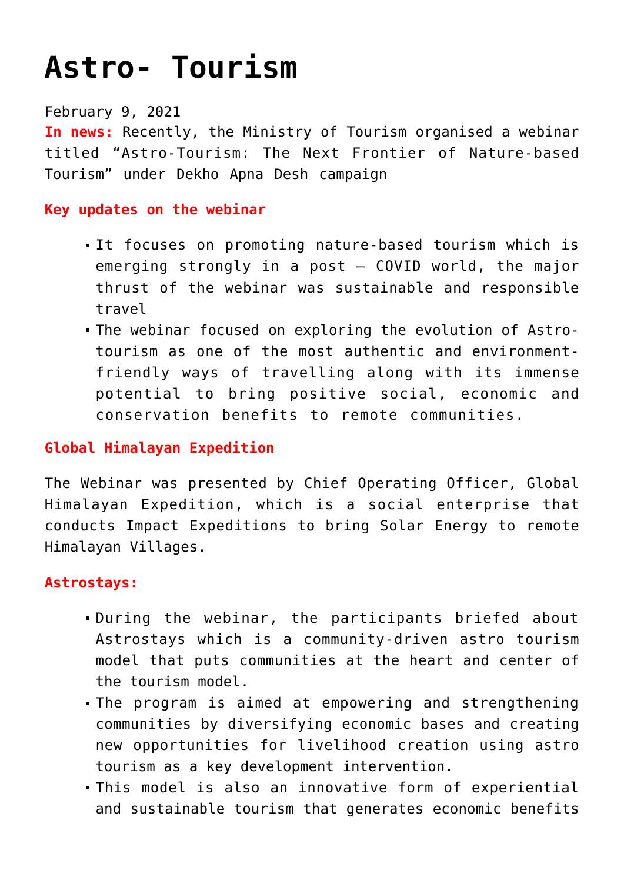# Astro- Tourism

February 9, 2021

**In news:** Recently, the Ministry of Tourism organised a webinar titled "Astro-Tourism: The Next Frontier of Nature-based Tourism" under Dekho Apna Desh campaign

**Key updates on the webinar**

- It focuses on promoting nature-based tourism which is emerging strongly in a post – COVID world, the major thrust of the webinar was sustainable and responsible travel
- The webinar focused on exploring the evolution of Astro-tourism as one of the most authentic and environment-friendly ways of travelling along with its immense potential to bring positive social, economic and conservation benefits to remote communities.

**Global Himalayan Expedition**

The Webinar was presented by Chief Operating Officer, Global Himalayan Expedition, which is a social enterprise that conducts Impact Expeditions to bring Solar Energy to remote Himalayan Villages.

**Astrostays:**

- During the webinar, the participants briefed about Astrostays which is a community-driven astro tourism model that puts communities at the heart and center of the tourism model.
- The program is aimed at empowering and strengthening communities by diversifying economic bases and creating new opportunities for livelihood creation using astro tourism as a key development intervention.
- This model is also an innovative form of experiential and sustainable tourism that generates economic benefits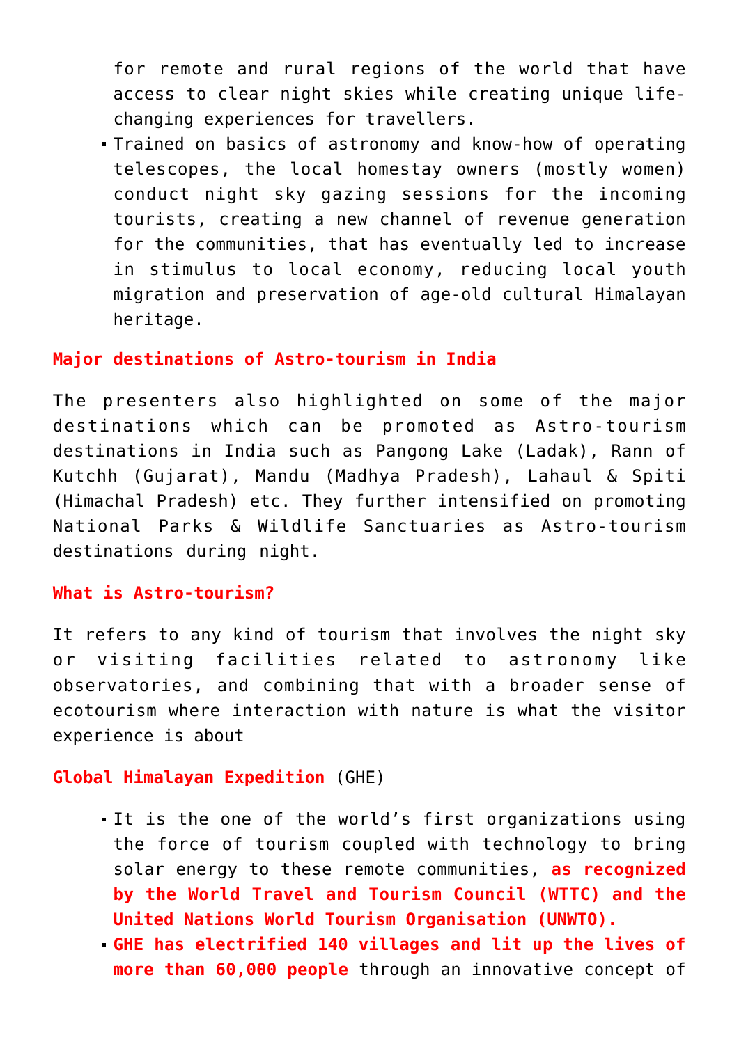for remote and rural regions of the world that have access to clear night skies while creating unique life-changing experiences for travellers.

- Trained on basics of astronomy and know-how of operating telescopes, the local homestay owners (mostly women) conduct night sky gazing sessions for the incoming tourists, creating a new channel of revenue generation for the communities, that has eventually led to increase in stimulus to local economy, reducing local youth migration and preservation of age-old cultural Himalayan heritage.

**Major destinations of Astro-tourism in India**

The presenters also highlighted on some of the major destinations which can be promoted as Astro-tourism destinations in India such as Pangong Lake (Ladak), Rann of Kutchh (Gujarat), Mandu (Madhya Pradesh), Lahaul & Spiti (Himachal Pradesh) etc. They further intensified on promoting National Parks & Wildlife Sanctuaries as Astro-tourism destinations during night.

**What is Astro-tourism?**

It refers to any kind of tourism that involves the night sky or visiting facilities related to astronomy like observatories, and combining that with a broader sense of ecotourism where interaction with nature is what the visitor experience is about

**Global Himalayan Expedition** (GHE)

- It is the one of the world's first organizations using the force of tourism coupled with technology to bring solar energy to these remote communities, **as recognized by the World Travel and Tourism Council (WTTC) and the United Nations World Tourism Organisation (UNWTO).**
- **GHE has electrified 140 villages and lit up the lives of more than 60,000 people** through an innovative concept of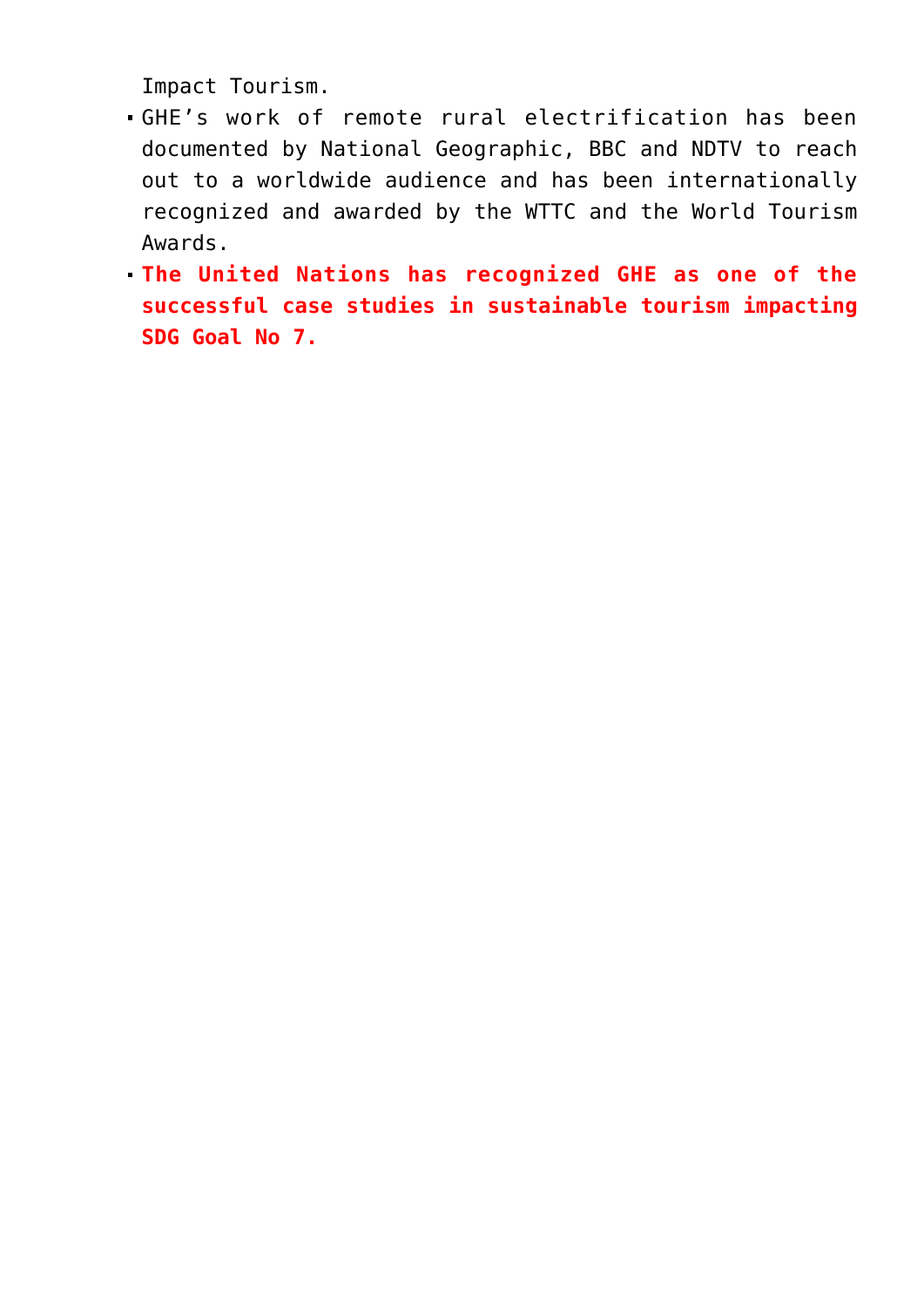Impact Tourism.

- GHE’s work of remote rural electrification has been documented by National Geographic, BBC and NDTV to reach out to a worldwide audience and has been internationally recognized and awarded by the WTTC and the World Tourism Awards.
- **The United Nations has recognized GHE as one of the successful case studies in sustainable tourism impacting SDG Goal No 7.**